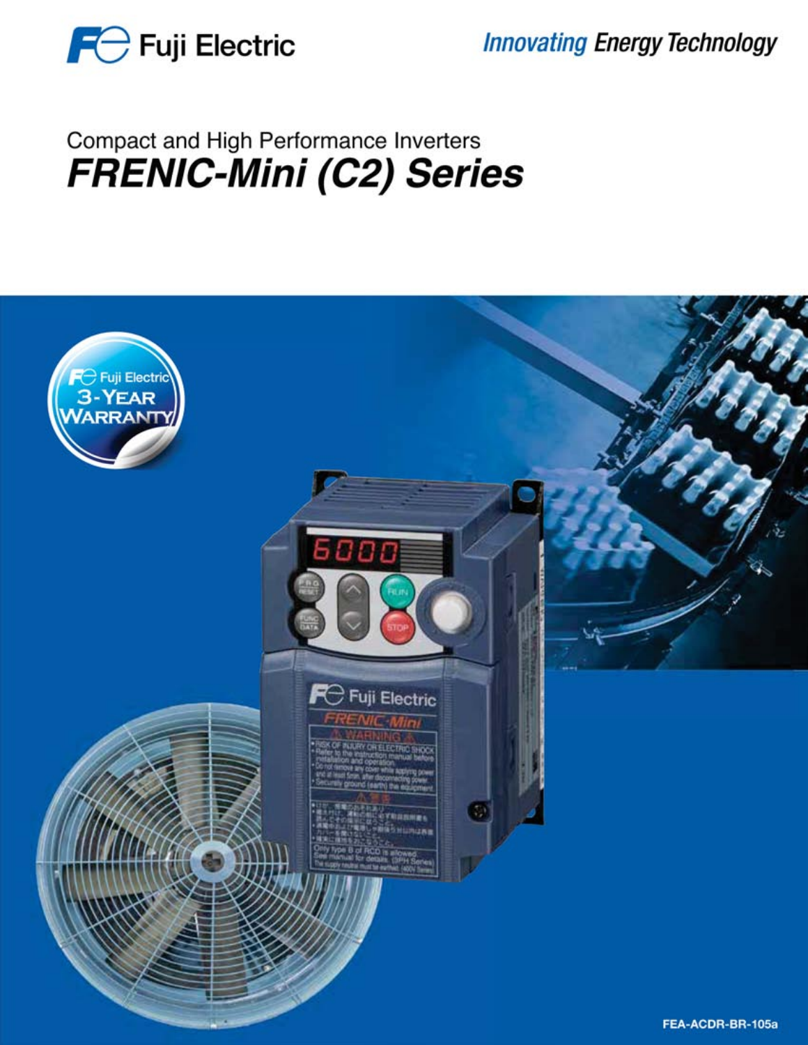Fuji Electric

*Innovating Energy Technology*

Compact and High Performance Inverters

# *FRENIC-Mini (C2) Series*

Fuji Electric 3-YEAR WARRANTY

FEA-ACDR-BR-105a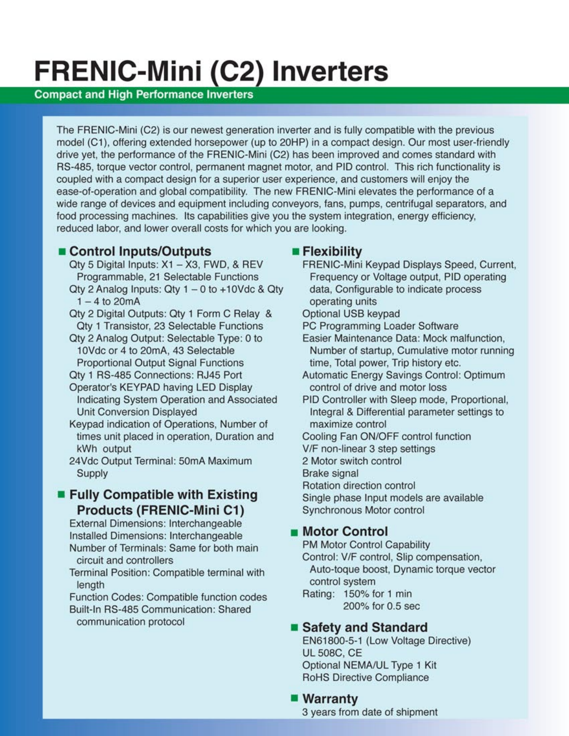# FRENIC-Mini (C2) Inverters

## Compact and High Performance Inverters

The FRENIC-Mini (C2) is our newest generation inverter and is fully compatible with the previous model (C1), offering extended horsepower (up to 20HP) in a compact design. Our most user-friendly drive yet, the performance of the FRENIC-Mini (C2) has been improved and comes standard with RS-485, torque vector control, permanent magnet motor, and PID control. This rich functionality is coupled with a compact design for a superior user experience, and customers will enjoy the ease-of-operation and global compatibility. The new FRENIC-Mini elevates the performance of a wide range of devices and equipment including conveyors, fans, pumps, centrifugal separators, and food processing machines. Its capabilities give you the system integration, energy efficiency, reduced labor, and lower overall costs for which you are looking.

### Control Inputs/Outputs

- Qty 5 Digital Inputs: X1 – X3, FWD, & REV Programmable, 21 Selectable Functions
- Qty 2 Analog Inputs: Qty 1 – 0 to +10Vdc & Qty 1 – 4 to 20mA
- Qty 2 Digital Outputs: Qty 1 Form C Relay & Qty 1 Transistor, 23 Selectable Functions
- Qty 2 Analog Output: Selectable Type: 0 to 10Vdc or 4 to 20mA, 43 Selectable Proportional Output Signal Functions
- Qty 1 RS-485 Connections: RJ45 Port
- Operator's KEYPAD having LED Display Indicating System Operation and Associated Unit Conversion Displayed
- Keypad indication of Operations, Number of times unit placed in operation, Duration and kWh output
- 24Vdc Output Terminal: 50mA Maximum Supply

### Fully Compatible with Existing Products (FRENIC-Mini C1)

- External Dimensions: Interchangeable
- Installed Dimensions: Interchangeable
- Number of Terminals: Same for both main circuit and controllers
- Terminal Position: Compatible terminal with length
- Function Codes: Compatible function codes
- Built-In RS-485 Communication: Shared communication protocol

### Flexibility

- FRENIC-Mini Keypad Displays Speed, Current, Frequency or Voltage output, PID operating data, Configurable to indicate process operating units
- Optional USB keypad
- PC Programming Loader Software
- Easier Maintenance Data: Mock malfunction, Number of startup, Cumulative motor running time, Total power, Trip history etc.
- Automatic Energy Savings Control: Optimum control of drive and motor loss
- PID Controller with Sleep mode, Proportional, Integral & Differential parameter settings to maximize control
- Cooling Fan ON/OFF control function
- V/F non-linear 3 step settings
- 2 Motor switch control
- Brake signal
- Rotation direction control
- Single phase Input models are available
- Synchronous Motor control

### Motor Control

- PM Motor Control Capability
- Control: V/F control, Slip compensation, Auto-toque boost, Dynamic torque vector control system
- Rating: 150% for 1 min
  200% for 0.5 sec

### Safety and Standard

- EN61800-5-1 (Low Voltage Directive)
- UL 508C, CE
- Optional NEMA/UL Type 1 Kit
- RoHS Directive Compliance

### Warranty

3 years from date of shipment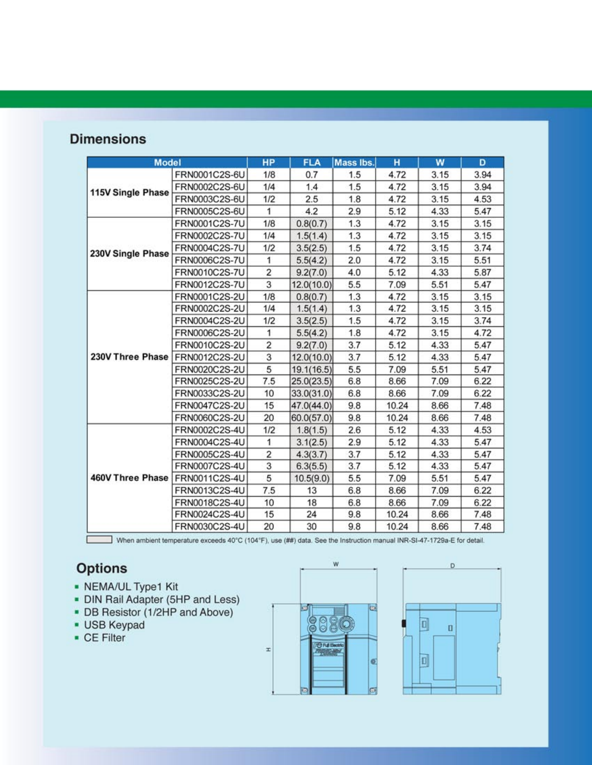## Dimensions

| Model | | HP | FLA | Mass lbs. | H | W | D |
|---|---|---|---|---|---|---|---|
| 115V Single Phase | FRN0001C2S-6U | 1/8 | 0.7 | 1.5 | 4.72 | 3.15 | 3.94 |
| | FRN0002C2S-6U | 1/4 | 1.4 | 1.5 | 4.72 | 3.15 | 3.94 |
| | FRN0003C2S-6U | 1/2 | 2.5 | 1.8 | 4.72 | 3.15 | 4.53 |
| | FRN0005C2S-6U | 1 | 4.2 | 2.9 | 5.12 | 4.33 | 5.47 |
| 230V Single Phase | FRN0001C2S-7U | 1/8 | 0.8(0.7) | 1.3 | 4.72 | 3.15 | 3.15 |
| | FRN0002C2S-7U | 1/4 | 1.5(1.4) | 1.3 | 4.72 | 3.15 | 3.15 |
| | FRN0004C2S-7U | 1/2 | 3.5(2.5) | 1.5 | 4.72 | 3.15 | 3.74 |
| | FRN0006C2S-7U | 1 | 5.5(4.2) | 2.0 | 4.72 | 3.15 | 5.51 |
| | FRN0010C2S-7U | 2 | 9.2(7.0) | 4.0 | 5.12 | 4.33 | 5.87 |
| | FRN0012C2S-7U | 3 | 12.0(10.0) | 5.5 | 7.09 | 5.51 | 5.47 |
| 230V Three Phase | FRN0001C2S-2U | 1/8 | 0.8(0.7) | 1.3 | 4.72 | 3.15 | 3.15 |
| | FRN0002C2S-2U | 1/4 | 1.5(1.4) | 1.3 | 4.72 | 3.15 | 3.15 |
| | FRN0004C2S-2U | 1/2 | 3.5(2.5) | 1.5 | 4.72 | 3.15 | 3.74 |
| | FRN0006C2S-2U | 1 | 5.5(4.2) | 1.8 | 4.72 | 3.15 | 4.72 |
| | FRN0010C2S-2U | 2 | 9.2(7.0) | 3.7 | 5.12 | 4.33 | 5.47 |
| | FRN0012C2S-2U | 3 | 12.0(10.0) | 3.7 | 5.12 | 4.33 | 5.47 |
| | FRN0020C2S-2U | 5 | 19.1(16.5) | 5.5 | 7.09 | 5.51 | 5.47 |
| | FRN0025C2S-2U | 7.5 | 25.0(23.5) | 6.8 | 8.66 | 7.09 | 6.22 |
| | FRN0033C2S-2U | 10 | 33.0(31.0) | 6.8 | 8.66 | 7.09 | 6.22 |
| | FRN0047C2S-2U | 15 | 47.0(44.0) | 9.8 | 10.24 | 8.66 | 7.48 |
| | FRN0060C2S-2U | 20 | 60.0(57.0) | 9.8 | 10.24 | 8.66 | 7.48 |
| 460V Three Phase | FRN0002C2S-4U | 1/2 | 1.8(1.5) | 2.6 | 5.12 | 4.33 | 4.53 |
| | FRN0004C2S-4U | 1 | 3.1(2.5) | 2.9 | 5.12 | 4.33 | 5.47 |
| | FRN0005C2S-4U | 2 | 4.3(3.7) | 3.7 | 5.12 | 4.33 | 5.47 |
| | FRN0007C2S-4U | 3 | 6.3(5.5) | 3.7 | 5.12 | 4.33 | 5.47 |
| | FRN0011C2S-4U | 5 | 10.5(9.0) | 5.5 | 7.09 | 5.51 | 5.47 |
| | FRN0013C2S-4U | 7.5 | 13 | 6.8 | 8.66 | 7.09 | 6.22 |
| | FRN0018C2S-4U | 10 | 18 | 6.8 | 8.66 | 7.09 | 6.22 |
| | FRN0024C2S-4U | 15 | 24 | 9.8 | 10.24 | 8.66 | 7.48 |
| | FRN0030C2S-4U | 20 | 30 | 9.8 | 10.24 | 8.66 | 7.48 |

When ambient temperature exceeds 40°C (104°F), use (##) data. See the Instruction manual INR-SI-47-1729a-E for detail.

## Options

- NEMA/UL Type1 Kit
- DIN Rail Adapter (5HP and Less)
- DB Resistor (1/2HP and Above)
- USB Keypad
- CE Filter

W

D

H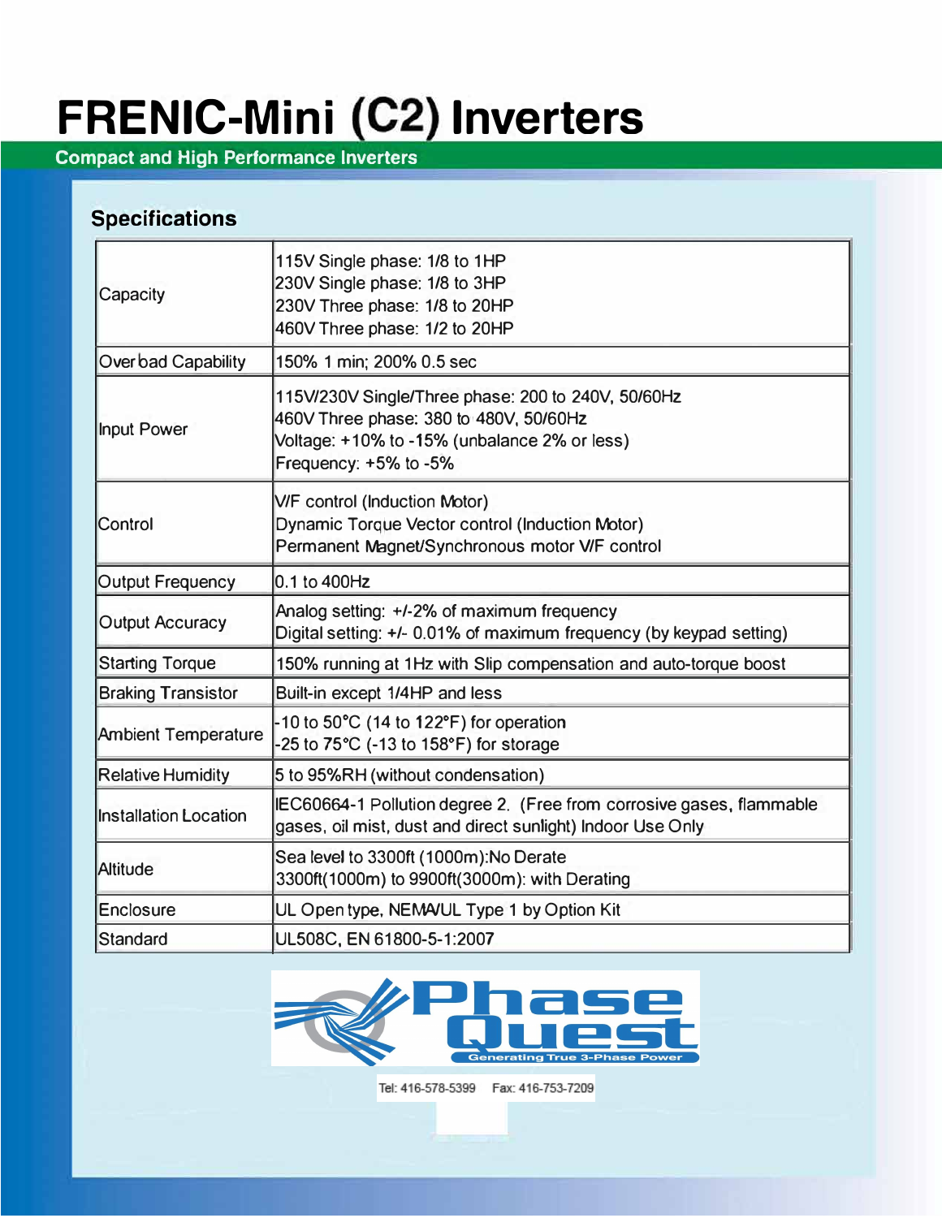# FRENIC-Mini (C2) Inverters

Compact and High Performance Inverters

## Specifications

| | |
|---|---|
| Capacity | 115V Single phase: 1/8 to 1HP<br>230V Single phase: 1/8 to 3HP<br>230V Three phase: 1/8 to 20HP<br>460V Three phase: 1/2 to 20HP |
| Overload Capability | 150% 1 min; 200% 0.5 sec |
| Input Power | 115V/230V Single/Three phase: 200 to 240V, 50/60Hz<br>460V Three phase: 380 to 480V, 50/60Hz<br>Voltage: +10% to -15% (unbalance 2% or less)<br>Frequency: +5% to -5% |
| Control | V/F control (Induction Motor)<br>Dynamic Torque Vector control (Induction Motor)<br>Permanent Magnet/Synchronous motor V/F control |
| Output Frequency | 0.1 to 400Hz |
| Output Accuracy | Analog setting: +/-2% of maximum frequency<br>Digital setting: +/- 0.01% of maximum frequency (by keypad setting) |
| Starting Torque | 150% running at 1Hz with Slip compensation and auto-torque boost |
| Braking Transistor | Built-in except 1/4HP and less |
| Ambient Temperature | -10 to 50°C (14 to 122°F) for operation<br>-25 to 75°C (-13 to 158°F) for storage |
| Relative Humidity | 5 to 95%RH (without condensation) |
| Installation Location | IEC60664-1 Pollution degree 2. (Free from corrosive gases, flammable gases, oil mist, dust and direct sunlight) Indoor Use Only |
| Altitude | Sea level to 3300ft (1000m):No Derate<br>3300ft(1000m) to 9900ft(3000m): with Derating |
| Enclosure | UL Open type, NEMA/UL Type 1 by Option Kit |
| Standard | UL508C, EN 61800-5-1:2007 |

Phase Quest

Generating True 3-Phase Power

Tel: 416-578-5399 Fax: 416-753-7209